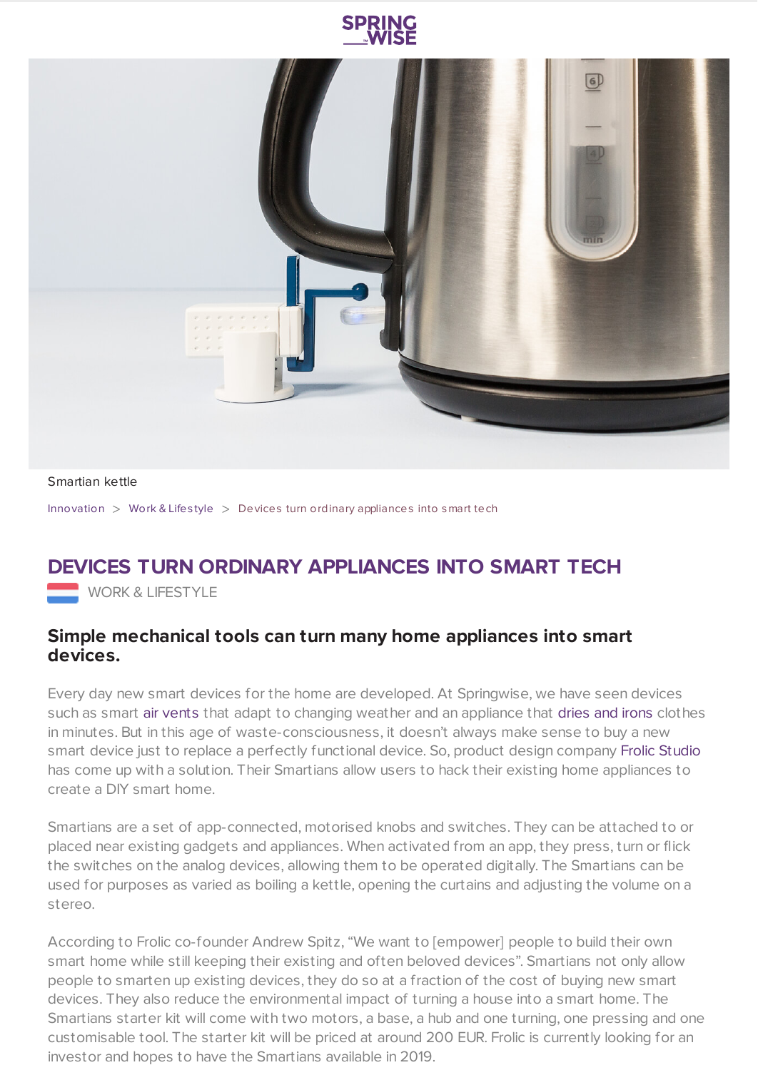Smartian kettle

Innovation > Work & Lifestyle > Devices turn ordinary appliances into smart tech

# DEVICES TURN ORDINARY APPLIANCES INTO SMART TECH

WORK & LIFESTYLE

## Simple mechanical tools can turn many home appliances into smart devices.

Every day new smart devices for the home are developed. At Springwise, we have seen devices such as smart air vents that adapt to changing weather and an appliance that dries and irons clothes in minutes. But in this age of waste-consciousness, it doesn't always make sense to buy a new smart device just to replace a perfectly functional device. So, product design company Frolic Studio has come up with a solution. Their Smartians allow users to hack their existing home appliances to create a DIY smart home.

Smartians are a set of app-connected, motorised knobs and switches. They can be attached to or placed near existing gadgets and appliances. When activated from an app, they press, turn or flick the switches on the analog devices, allowing them to be operated digitally. The Smartians can be used for purposes as varied as boiling a kettle, opening the curtains and adjusting the volume on a stereo.

According to Frolic co-founder Andrew Spitz, "We want to [empower] people to build their own smart home while still keeping their existing and often beloved devices". Smartians not only allow people to smarten up existing devices, they do so at a fraction of the cost of buying new smart devices. They also reduce the environmental impact of turning a house into a smart home. The Smartians starter kit will come with two motors, a base, a hub and one turning, one pressing and one customisable tool. The starter kit will be priced at around 200 EUR. Frolic is currently looking for an investor and hopes to have the Smartians available in 2019.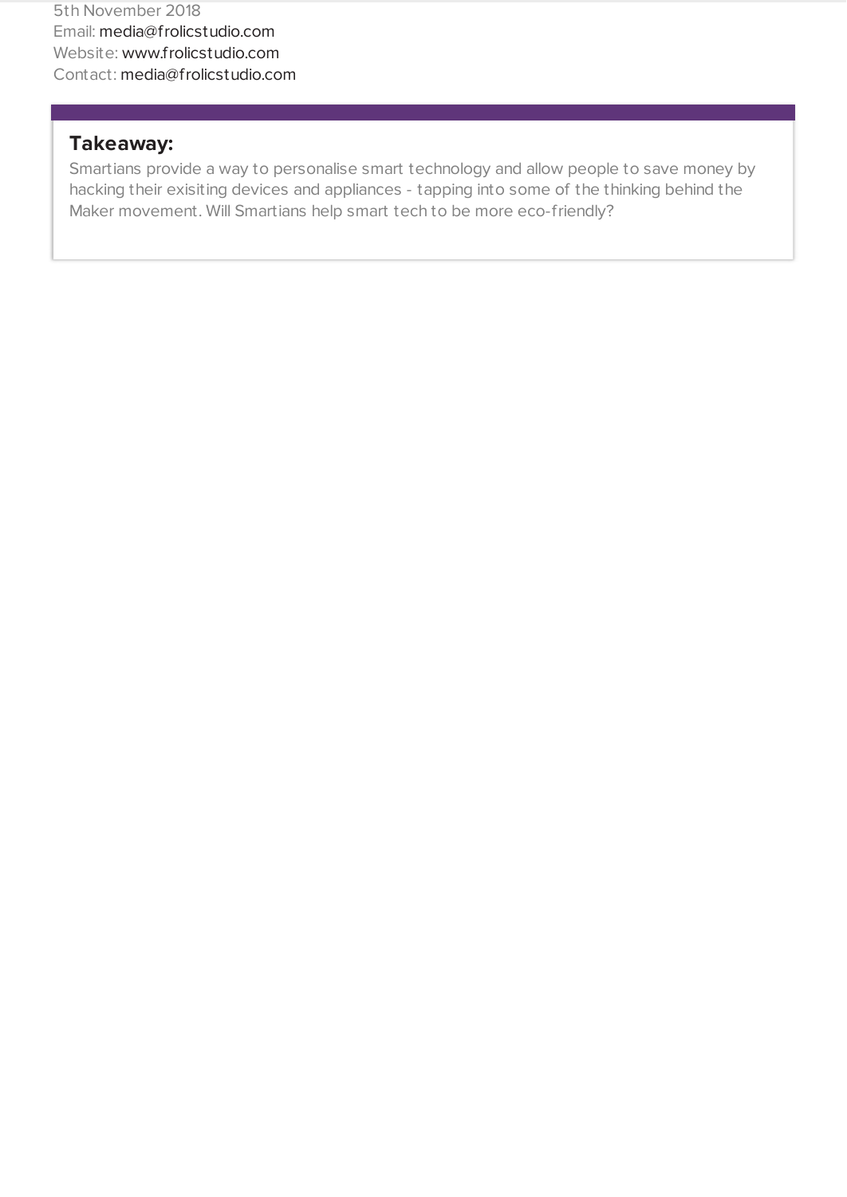5th November 2018
Email: media@frolicstudio.com
Website: www.frolicstudio.com
Contact: media@frolicstudio.com

**Takeaway:**

Smartians provide a way to personalise smart technology and allow people to save money by hacking their exisiting devices and appliances - tapping into some of the thinking behind the Maker movement. Will Smartians help smart tech to be more eco-friendly?